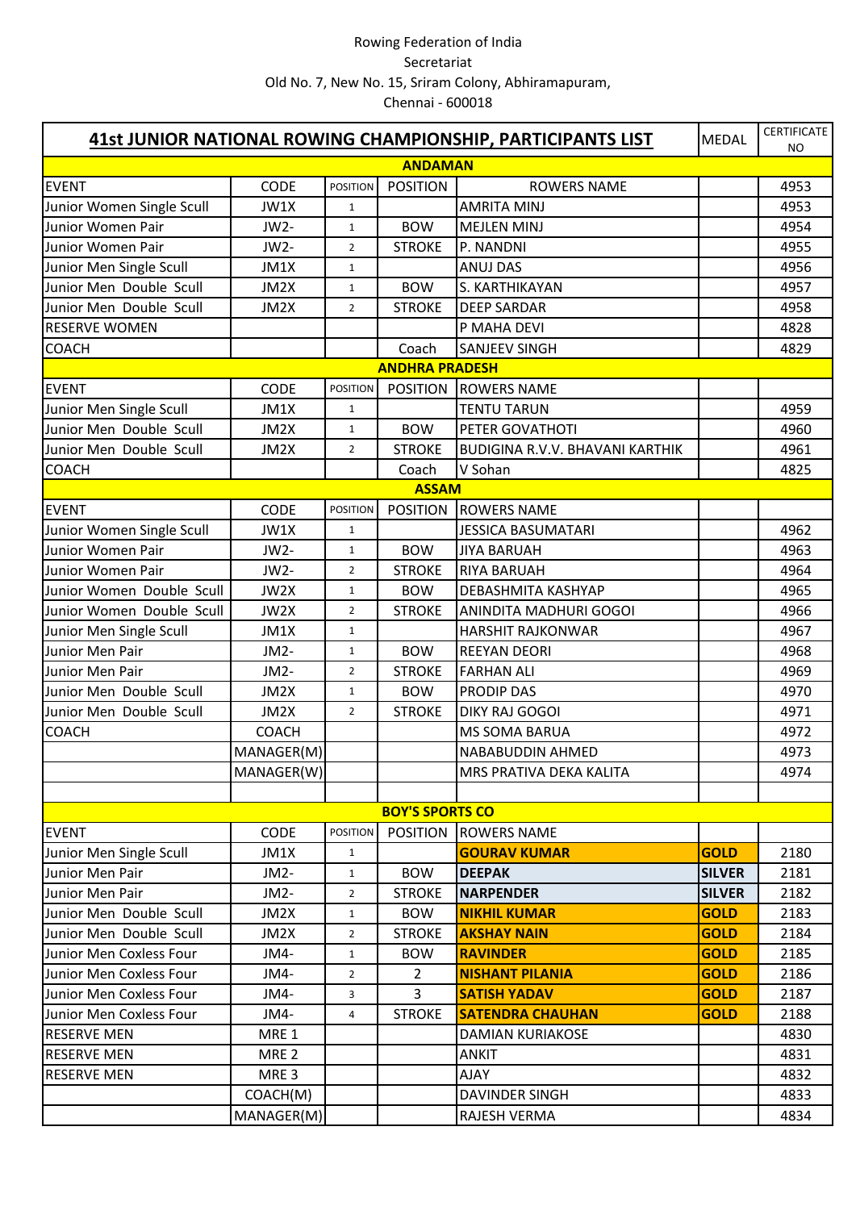Rowing Federation of India
Secretariat
Old No. 7, New No. 15, Sriram Colony, Abhiramapuram,
Chennai - 600018

| 41st JUNIOR NATIONAL ROWING CHAMPIONSHIP, PARTICIPANTS LIST | | | | | MEDAL | CERTIFICATE NO |
|---|---|---|---|---|---|---|
| **ANDAMAN** | | | | | | |
| EVENT | CODE | POSITION | POSITION | ROWERS NAME | | 4953 |
| Junior Women Single Scull | JW1X | 1 | | AMRITA MINJ | | 4953 |
| Junior Women Pair | JW2- | 1 | BOW | MEJLEN MINJ | | 4954 |
| Junior Women Pair | JW2- | 2 | STROKE | P. NANDNI | | 4955 |
| Junior Men Single Scull | JM1X | 1 | | ANUJ DAS | | 4956 |
| Junior Men Double Scull | JM2X | 1 | BOW | S. KARTHIKAYAN | | 4957 |
| Junior Men Double Scull | JM2X | 2 | STROKE | DEEP SARDAR | | 4958 |
| RESERVE WOMEN | | | | P MAHA DEVI | | 4828 |
| COACH | | | Coach | SANJEEV SINGH | | 4829 |
| **ANDHRA PRADESH** | | | | | | |
| EVENT | CODE | POSITION | POSITION | ROWERS NAME | | |
| Junior Men Single Scull | JM1X | 1 | | TENTU TARUN | | 4959 |
| Junior Men Double Scull | JM2X | 1 | BOW | PETER GOVATHOTI | | 4960 |
| Junior Men Double Scull | JM2X | 2 | STROKE | BUDIGINA R.V.V. BHAVANI KARTHIK | | 4961 |
| COACH | | | Coach | V Sohan | | 4825 |
| **ASSAM** | | | | | | |
| EVENT | CODE | POSITION | POSITION | ROWERS NAME | | |
| Junior Women Single Scull | JW1X | 1 | | JESSICA BASUMATARI | | 4962 |
| Junior Women Pair | JW2- | 1 | BOW | JIYA BARUAH | | 4963 |
| Junior Women Pair | JW2- | 2 | STROKE | RIYA BARUAH | | 4964 |
| Junior Women Double Scull | JW2X | 1 | BOW | DEBASHMITA KASHYAP | | 4965 |
| Junior Women Double Scull | JW2X | 2 | STROKE | ANINDITA MADHURI GOGOI | | 4966 |
| Junior Men Single Scull | JM1X | 1 | | HARSHIT RAJKONWAR | | 4967 |
| Junior Men Pair | JM2- | 1 | BOW | REEYAN DEORI | | 4968 |
| Junior Men Pair | JM2- | 2 | STROKE | FARHAN ALI | | 4969 |
| Junior Men Double Scull | JM2X | 1 | BOW | PRODIP DAS | | 4970 |
| Junior Men Double Scull | JM2X | 2 | STROKE | DIKY RAJ GOGOI | | 4971 |
| COACH | COACH | | | MS SOMA BARUA | | 4972 |
| | MANAGER(M) | | | NABABUDDIN AHMED | | 4973 |
| | MANAGER(W) | | | MRS PRATIVA DEKA KALITA | | 4974 |
| | | | | | | |
| **BOY'S SPORTS CO** | | | | | | |
| EVENT | CODE | POSITION | POSITION | ROWERS NAME | | |
| Junior Men Single Scull | JM1X | 1 | | **GOURAV KUMAR** | **GOLD** | 2180 |
| Junior Men Pair | JM2- | 1 | BOW | **DEEPAK** | **SILVER** | 2181 |
| Junior Men Pair | JM2- | 2 | STROKE | **NARPENDER** | **SILVER** | 2182 |
| Junior Men Double Scull | JM2X | 1 | BOW | **NIKHIL KUMAR** | **GOLD** | 2183 |
| Junior Men Double Scull | JM2X | 2 | STROKE | **AKSHAY NAIN** | **GOLD** | 2184 |
| Junior Men Coxless Four | JM4- | 1 | BOW | **RAVINDER** | **GOLD** | 2185 |
| Junior Men Coxless Four | JM4- | 2 | 2 | **NISHANT PILANIA** | **GOLD** | 2186 |
| Junior Men Coxless Four | JM4- | 3 | 3 | **SATISH YADAV** | **GOLD** | 2187 |
| Junior Men Coxless Four | JM4- | 4 | STROKE | **SATENDRA CHAUHAN** | **GOLD** | 2188 |
| RESERVE MEN | MRE 1 | | | DAMIAN KURIAKOSE | | 4830 |
| RESERVE MEN | MRE 2 | | | ANKIT | | 4831 |
| RESERVE MEN | MRE 3 | | | AJAY | | 4832 |
| | COACH(M) | | | DAVINDER SINGH | | 4833 |
| | MANAGER(M) | | | RAJESH VERMA | | 4834 |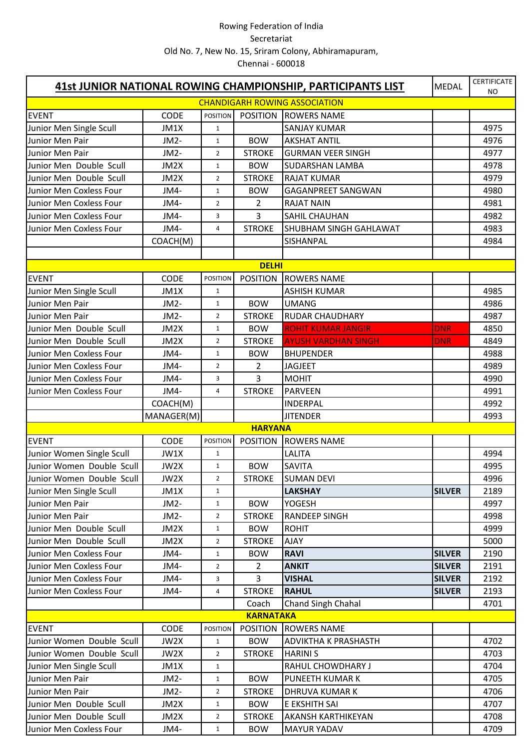Rowing Federation of India
Secretariat
Old No. 7, New No. 15, Sriram Colony, Abhiramapuram,
Chennai - 600018

| 41st JUNIOR NATIONAL ROWING CHAMPIONSHIP, PARTICIPANTS LIST | | | | | MEDAL | CERTIFICATE NO |
|---|---|---|---|---|---|---|
| **CHANDIGARH ROWING ASSOCIATION** | | | | | | |
| EVENT | CODE | POSITION | POSITION | ROWERS NAME | | |
| Junior Men Single Scull | JM1X | 1 | | SANJAY KUMAR | | 4975 |
| Junior Men Pair | JM2- | 1 | BOW | AKSHAT ANTIL | | 4976 |
| Junior Men Pair | JM2- | 2 | STROKE | GURMAN VEER SINGH | | 4977 |
| Junior Men Double Scull | JM2X | 1 | BOW | SUDARSHAN LAMBA | | 4978 |
| Junior Men Double Scull | JM2X | 2 | STROKE | RAJAT KUMAR | | 4979 |
| Junior Men Coxless Four | JM4- | 1 | BOW | GAGANPREET SANGWAN | | 4980 |
| Junior Men Coxless Four | JM4- | 2 | 2 | RAJAT NAIN | | 4981 |
| Junior Men Coxless Four | JM4- | 3 | 3 | SAHIL CHAUHAN | | 4982 |
| Junior Men Coxless Four | JM4- | 4 | STROKE | SHUBHAM SINGH GAHLAWAT | | 4983 |
| | COACH(M) | | | SISHANPAL | | 4984 |
| | | | | | | |
| **DELHI** | | | | | | |
| EVENT | CODE | POSITION | POSITION | ROWERS NAME | | |
| Junior Men Single Scull | JM1X | 1 | | ASHISH KUMAR | | 4985 |
| Junior Men Pair | JM2- | 1 | BOW | UMANG | | 4986 |
| Junior Men Pair | JM2- | 2 | STROKE | RUDAR CHAUDHARY | | 4987 |
| Junior Men Double Scull | JM2X | 1 | BOW | ROHIT KUMAR JANGIR | DNR | 4850 |
| Junior Men Double Scull | JM2X | 2 | STROKE | AYUSH VARDHAN SINGH | DNR | 4849 |
| Junior Men Coxless Four | JM4- | 1 | BOW | BHUPENDER | | 4988 |
| Junior Men Coxless Four | JM4- | 2 | 2 | JAGJEET | | 4989 |
| Junior Men Coxless Four | JM4- | 3 | 3 | MOHIT | | 4990 |
| Junior Men Coxless Four | JM4- | 4 | STROKE | PARVEEN | | 4991 |
| | COACH(M) | | | INDERPAL | | 4992 |
| | MANAGER(M) | | | JITENDER | | 4993 |
| **HARYANA** | | | | | | |
| EVENT | CODE | POSITION | POSITION | ROWERS NAME | | |
| Junior Women Single Scull | JW1X | 1 | | LALITA | | 4994 |
| Junior Women Double Scull | JW2X | 1 | BOW | SAVITA | | 4995 |
| Junior Women Double Scull | JW2X | 2 | STROKE | SUMAN DEVI | | 4996 |
| Junior Men Single Scull | JM1X | 1 | | **LAKSHAY** | **SILVER** | 2189 |
| Junior Men Pair | JM2- | 1 | BOW | YOGESH | | 4997 |
| Junior Men Pair | JM2- | 2 | STROKE | RANDEEP SINGH | | 4998 |
| Junior Men Double Scull | JM2X | 1 | BOW | ROHIT | | 4999 |
| Junior Men Double Scull | JM2X | 2 | STROKE | AJAY | | 5000 |
| Junior Men Coxless Four | JM4- | 1 | BOW | **RAVI** | **SILVER** | 2190 |
| Junior Men Coxless Four | JM4- | 2 | 2 | **ANKIT** | **SILVER** | 2191 |
| Junior Men Coxless Four | JM4- | 3 | 3 | **VISHAL** | **SILVER** | 2192 |
| Junior Men Coxless Four | JM4- | 4 | STROKE | **RAHUL** | **SILVER** | 2193 |
| | | | Coach | Chand Singh Chahal | | 4701 |
| **KARNATAKA** | | | | | | |
| EVENT | CODE | POSITION | POSITION | ROWERS NAME | | |
| Junior Women Double Scull | JW2X | 1 | BOW | ADVIKTHA K PRASHASTH | | 4702 |
| Junior Women Double Scull | JW2X | 2 | STROKE | HARINI S | | 4703 |
| Junior Men Single Scull | JM1X | 1 | | RAHUL CHOWDHARY J | | 4704 |
| Junior Men Pair | JM2- | 1 | BOW | PUNEETH KUMAR K | | 4705 |
| Junior Men Pair | JM2- | 2 | STROKE | DHRUVA KUMAR K | | 4706 |
| Junior Men Double Scull | JM2X | 1 | BOW | E EKSHITH SAI | | 4707 |
| Junior Men Double Scull | JM2X | 2 | STROKE | AKANSH KARTHIKEYAN | | 4708 |
| Junior Men Coxless Four | JM4- | 1 | BOW | MAYUR YADAV | | 4709 |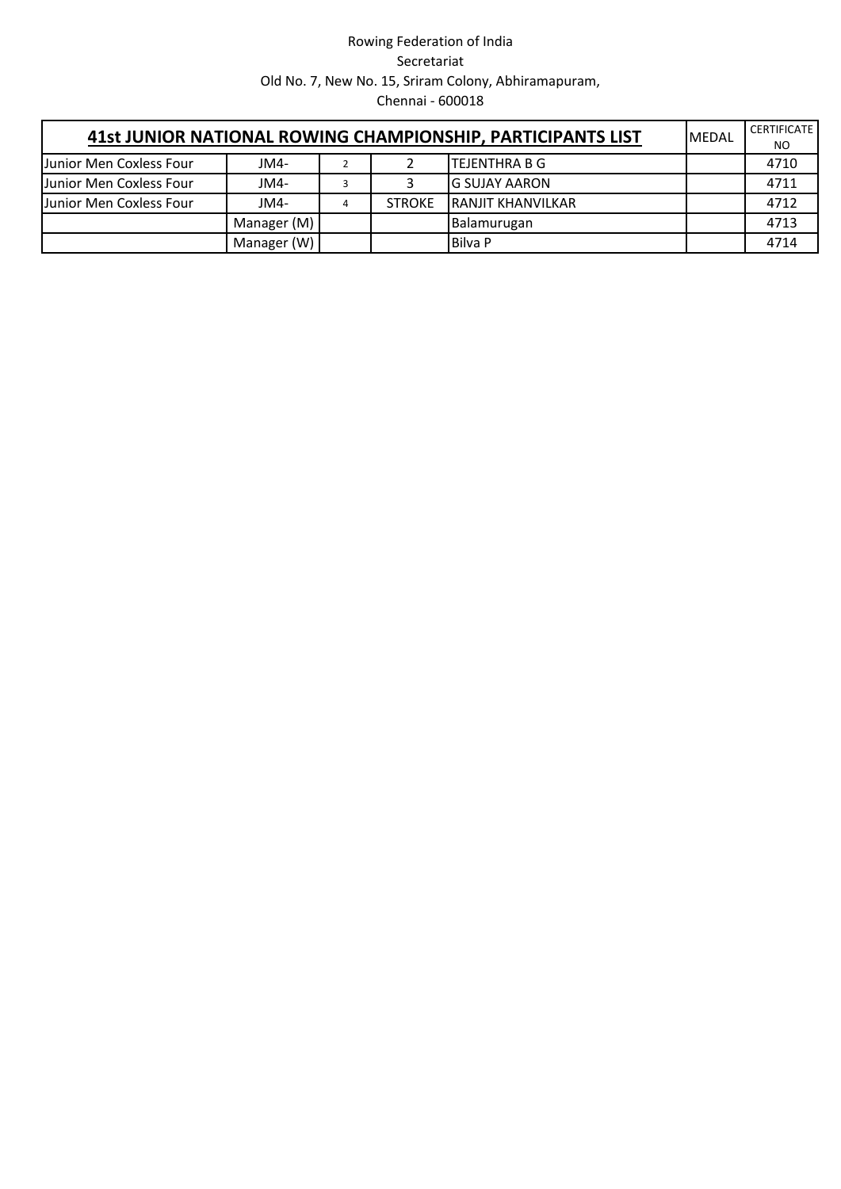Rowing Federation of India
Secretariat
Old No. 7, New No. 15, Sriram Colony, Abhiramapuram,
Chennai - 600018

| 41st JUNIOR NATIONAL ROWING CHAMPIONSHIP, PARTICIPANTS LIST | | | | | MEDAL | CERTIFICATE NO |
|---|---|---|---|---|---|---|
| Junior Men Coxless Four | JM4- | 2 | 2 | TEJENTHRA B G | | 4710 |
| Junior Men Coxless Four | JM4- | 3 | 3 | G SUJAY AARON | | 4711 |
| Junior Men Coxless Four | JM4- | 4 | STROKE | RANJIT KHANVILKAR | | 4712 |
| | Manager (M) | | | Balamurugan | | 4713 |
| | Manager (W) | | | Bilva P | | 4714 |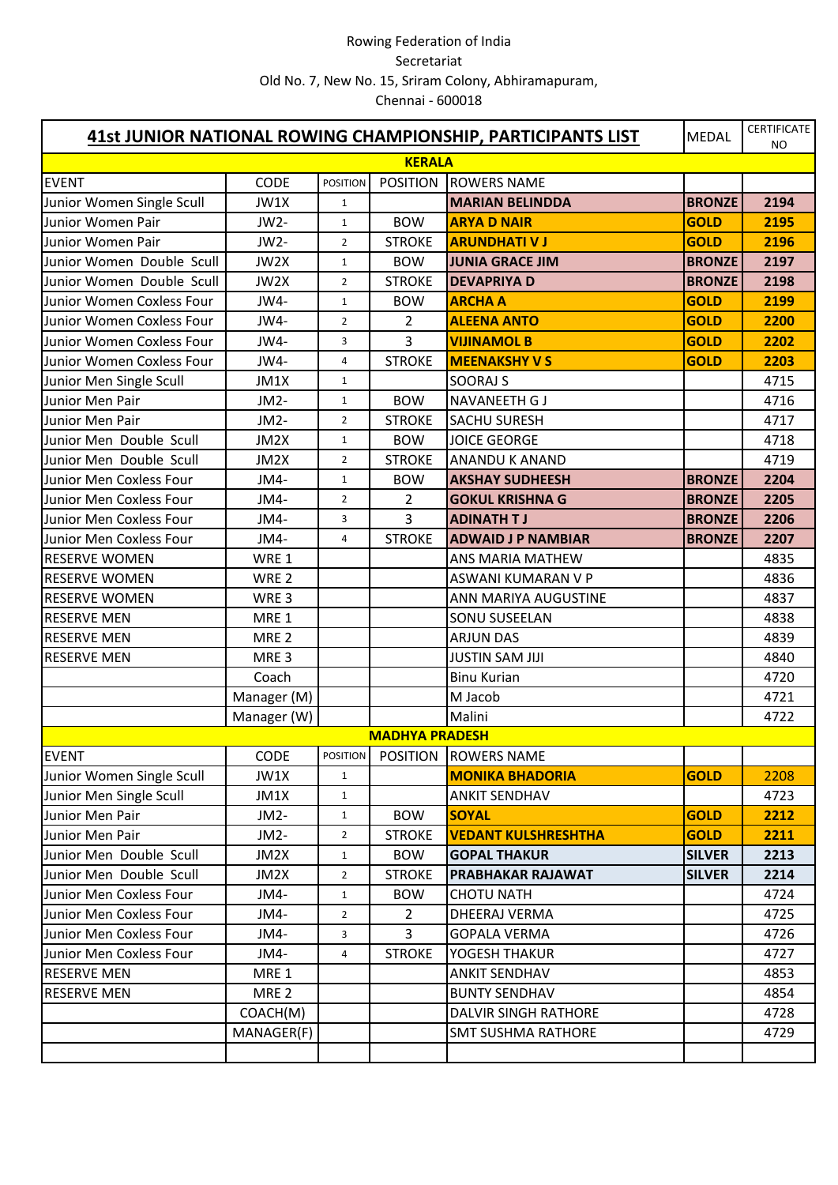Rowing Federation of India
Secretariat
Old No. 7, New No. 15, Sriram Colony, Abhiramapuram,
Chennai - 600018

| 41st JUNIOR NATIONAL ROWING CHAMPIONSHIP, PARTICIPANTS LIST | | | | | MEDAL | CERTIFICATE NO |
|---|---|---|---|---|---|---|
| **KERALA** | | | | | | |
| EVENT | CODE | POSITION | POSITION | ROWERS NAME | | |
| Junior Women Single Scull | JW1X | 1 | | **MARIAN BELINDDA** | **BRONZE** | **2194** |
| Junior Women Pair | JW2- | 1 | BOW | **ARYA D NAIR** | **GOLD** | **2195** |
| Junior Women Pair | JW2- | 2 | STROKE | **ARUNDHATI V J** | **GOLD** | **2196** |
| Junior Women Double Scull | JW2X | 1 | BOW | **JUNIA GRACE JIM** | **BRONZE** | **2197** |
| Junior Women Double Scull | JW2X | 2 | STROKE | **DEVAPRIYA D** | **BRONZE** | **2198** |
| Junior Women Coxless Four | JW4- | 1 | BOW | **ARCHA A** | **GOLD** | **2199** |
| Junior Women Coxless Four | JW4- | 2 | 2 | **ALEENA ANTO** | **GOLD** | **2200** |
| Junior Women Coxless Four | JW4- | 3 | 3 | **VIJINAMOL B** | **GOLD** | **2202** |
| Junior Women Coxless Four | JW4- | 4 | STROKE | **MEENAKSHY V S** | **GOLD** | **2203** |
| Junior Men Single Scull | JM1X | 1 | | SOORAJ S | | 4715 |
| Junior Men Pair | JM2- | 1 | BOW | NAVANEETH G J | | 4716 |
| Junior Men Pair | JM2- | 2 | STROKE | SACHU SURESH | | 4717 |
| Junior Men Double Scull | JM2X | 1 | BOW | JOICE GEORGE | | 4718 |
| Junior Men Double Scull | JM2X | 2 | STROKE | ANANDU K ANAND | | 4719 |
| Junior Men Coxless Four | JM4- | 1 | BOW | **AKSHAY SUDHEESH** | **BRONZE** | **2204** |
| Junior Men Coxless Four | JM4- | 2 | 2 | **GOKUL KRISHNA G** | **BRONZE** | **2205** |
| Junior Men Coxless Four | JM4- | 3 | 3 | **ADINATH T J** | **BRONZE** | **2206** |
| Junior Men Coxless Four | JM4- | 4 | STROKE | **ADWAID J P NAMBIAR** | **BRONZE** | **2207** |
| RESERVE WOMEN | WRE 1 | | | ANS MARIA MATHEW | | 4835 |
| RESERVE WOMEN | WRE 2 | | | ASWANI KUMARAN V P | | 4836 |
| RESERVE WOMEN | WRE 3 | | | ANN MARIYA AUGUSTINE | | 4837 |
| RESERVE MEN | MRE 1 | | | SONU SUSEELAN | | 4838 |
| RESERVE MEN | MRE 2 | | | ARJUN DAS | | 4839 |
| RESERVE MEN | MRE 3 | | | JUSTIN SAM JIJI | | 4840 |
| | Coach | | | Binu Kurian | | 4720 |
| | Manager (M) | | | M Jacob | | 4721 |
| | Manager (W) | | | Malini | | 4722 |
| **MADHYA PRADESH** | | | | | | |
| EVENT | CODE | POSITION | POSITION | ROWERS NAME | | |
| Junior Women Single Scull | JW1X | 1 | | **MONIKA BHADORIA** | **GOLD** | 2208 |
| Junior Men Single Scull | JM1X | 1 | | ANKIT SENDHAV | | 4723 |
| Junior Men Pair | JM2- | 1 | BOW | **SOYAL** | **GOLD** | **2212** |
| Junior Men Pair | JM2- | 2 | STROKE | **VEDANT KULSHRESHTHA** | **GOLD** | **2211** |
| Junior Men Double Scull | JM2X | 1 | BOW | **GOPAL THAKUR** | **SILVER** | **2213** |
| Junior Men Double Scull | JM2X | 2 | STROKE | **PRABHAKAR RAJAWAT** | **SILVER** | **2214** |
| Junior Men Coxless Four | JM4- | 1 | BOW | CHOTU NATH | | 4724 |
| Junior Men Coxless Four | JM4- | 2 | 2 | DHEERAJ VERMA | | 4725 |
| Junior Men Coxless Four | JM4- | 3 | 3 | GOPALA VERMA | | 4726 |
| Junior Men Coxless Four | JM4- | 4 | STROKE | YOGESH THAKUR | | 4727 |
| RESERVE MEN | MRE 1 | | | ANKIT SENDHAV | | 4853 |
| RESERVE MEN | MRE 2 | | | BUNTY SENDHAV | | 4854 |
| | COACH(M) | | | DALVIR SINGH RATHORE | | 4728 |
| | MANAGER(F) | | | SMT SUSHMA RATHORE | | 4729 |
| | | | | | | |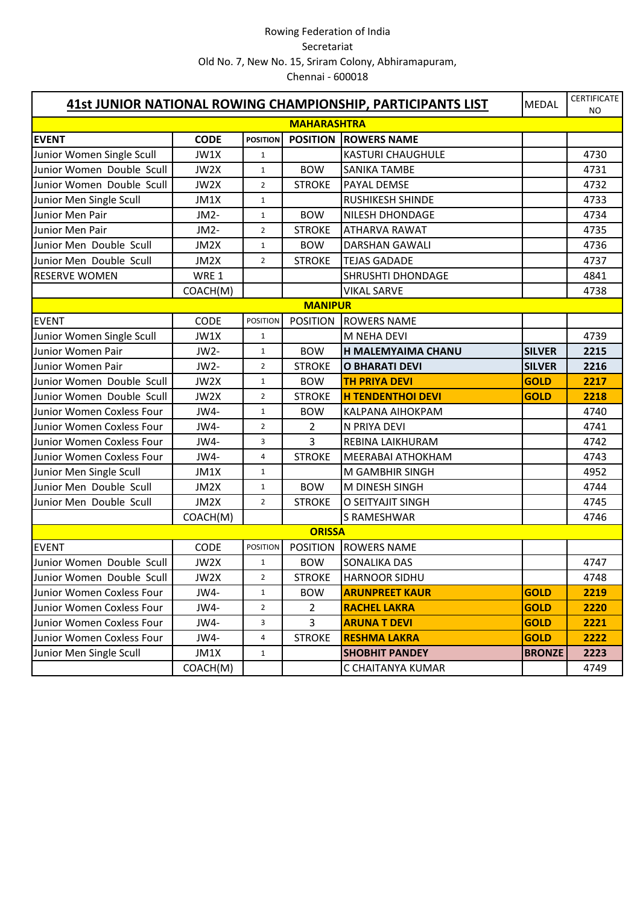Rowing Federation of India
Secretariat
Old No. 7, New No. 15, Sriram Colony, Abhiramapuram,
Chennai - 600018

| **41st JUNIOR NATIONAL ROWING CHAMPIONSHIP, PARTICIPANTS LIST** | | | | | MEDAL | CERTIFICATE NO |
|---|---|---|---|---|---|---|
| **MAHARASHTRA** | | | | | | |
| **EVENT** | **CODE** | **POSITION** | **POSITION** | **ROWERS NAME** | | |
| Junior Women Single Scull | JW1X | 1 | | KASTURI CHAUGHULE | | 4730 |
| Junior Women Double Scull | JW2X | 1 | BOW | SANIKA TAMBE | | 4731 |
| Junior Women Double Scull | JW2X | 2 | STROKE | PAYAL DEMSE | | 4732 |
| Junior Men Single Scull | JM1X | 1 | | RUSHIKESH SHINDE | | 4733 |
| Junior Men Pair | JM2- | 1 | BOW | NILESH DHONDAGE | | 4734 |
| Junior Men Pair | JM2- | 2 | STROKE | ATHARVA RAWAT | | 4735 |
| Junior Men Double Scull | JM2X | 1 | BOW | DARSHAN GAWALI | | 4736 |
| Junior Men Double Scull | JM2X | 2 | STROKE | TEJAS GADADE | | 4737 |
| RESERVE WOMEN | WRE 1 | | | SHRUSHTI DHONDAGE | | 4841 |
| | COACH(M) | | | VIKAL SARVE | | 4738 |
| **MANIPUR** | | | | | | |
| EVENT | CODE | POSITION | POSITION | ROWERS NAME | | |
| Junior Women Single Scull | JW1X | 1 | | M NEHA DEVI | | 4739 |
| Junior Women Pair | JW2- | 1 | BOW | **H MALEMYAIMA CHANU** | **SILVER** | **2215** |
| Junior Women Pair | JW2- | 2 | STROKE | **O BHARATI DEVI** | **SILVER** | **2216** |
| Junior Women Double Scull | JW2X | 1 | BOW | **TH PRIYA DEVI** | **GOLD** | **2217** |
| Junior Women Double Scull | JW2X | 2 | STROKE | **H TENDENTHOI DEVI** | **GOLD** | **2218** |
| Junior Women Coxless Four | JW4- | 1 | BOW | KALPANA AIHOKPAM | | 4740 |
| Junior Women Coxless Four | JW4- | 2 | 2 | N PRIYA DEVI | | 4741 |
| Junior Women Coxless Four | JW4- | 3 | 3 | REBINA LAIKHURAM | | 4742 |
| Junior Women Coxless Four | JW4- | 4 | STROKE | MEERABAI ATHOKHAM | | 4743 |
| Junior Men Single Scull | JM1X | 1 | | M GAMBHIR SINGH | | 4952 |
| Junior Men Double Scull | JM2X | 1 | BOW | M DINESH SINGH | | 4744 |
| Junior Men Double Scull | JM2X | 2 | STROKE | O SEITYAJIT SINGH | | 4745 |
| | COACH(M) | | | S RAMESHWAR | | 4746 |
| **ORISSA** | | | | | | |
| EVENT | CODE | POSITION | POSITION | ROWERS NAME | | |
| Junior Women Double Scull | JW2X | 1 | BOW | SONALIKA DAS | | 4747 |
| Junior Women Double Scull | JW2X | 2 | STROKE | HARNOOR SIDHU | | 4748 |
| Junior Women Coxless Four | JW4- | 1 | BOW | **ARUNPREET KAUR** | **GOLD** | **2219** |
| Junior Women Coxless Four | JW4- | 2 | 2 | **RACHEL LAKRA** | **GOLD** | **2220** |
| Junior Women Coxless Four | JW4- | 3 | 3 | **ARUNA T DEVI** | **GOLD** | **2221** |
| Junior Women Coxless Four | JW4- | 4 | STROKE | **RESHMA LAKRA** | **GOLD** | **2222** |
| Junior Men Single Scull | JM1X | 1 | | **SHOBHIT PANDEY** | **BRONZE** | **2223** |
| | COACH(M) | | | C CHAITANYA KUMAR | | 4749 |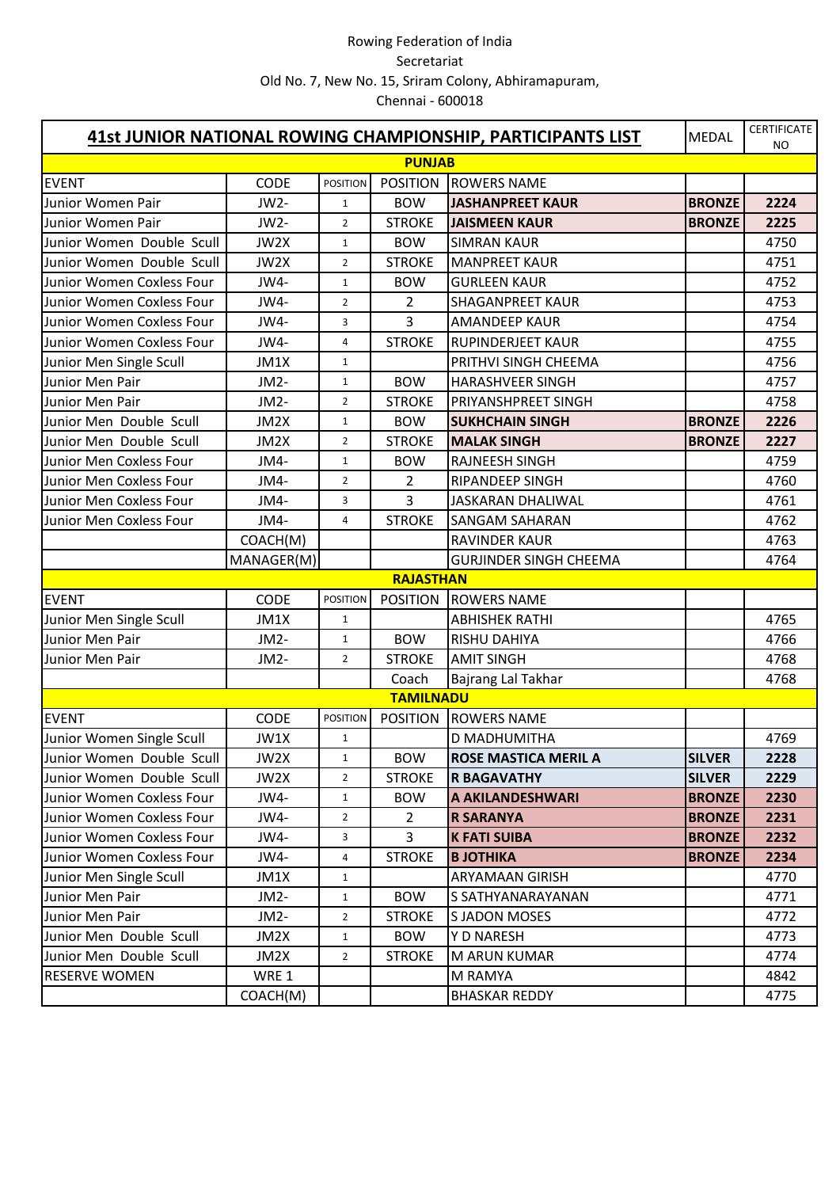Rowing Federation of India
Secretariat
Old No. 7, New No. 15, Sriram Colony, Abhiramapuram,
Chennai - 600018

| 41st JUNIOR NATIONAL ROWING CHAMPIONSHIP, PARTICIPANTS LIST | | | | | MEDAL | CERTIFICATE NO |
|---|---|---|---|---|---|---|
| **PUNJAB** | | | | | | |
| EVENT | CODE | POSITION | POSITION | ROWERS NAME | | |
| Junior Women Pair | JW2- | 1 | BOW | **JASHANPREET KAUR** | **BRONZE** | **2224** |
| Junior Women Pair | JW2- | 2 | STROKE | **JAISMEEN KAUR** | **BRONZE** | **2225** |
| Junior Women Double Scull | JW2X | 1 | BOW | SIMRAN KAUR | | 4750 |
| Junior Women Double Scull | JW2X | 2 | STROKE | MANPREET KAUR | | 4751 |
| Junior Women Coxless Four | JW4- | 1 | BOW | GURLEEN KAUR | | 4752 |
| Junior Women Coxless Four | JW4- | 2 | 2 | SHAGANPREET KAUR | | 4753 |
| Junior Women Coxless Four | JW4- | 3 | 3 | AMANDEEP KAUR | | 4754 |
| Junior Women Coxless Four | JW4- | 4 | STROKE | RUPINDERJEET KAUR | | 4755 |
| Junior Men Single Scull | JM1X | 1 | | PRITHVI SINGH CHEEMA | | 4756 |
| Junior Men Pair | JM2- | 1 | BOW | HARASHVEER SINGH | | 4757 |
| Junior Men Pair | JM2- | 2 | STROKE | PRIYANSHPREET SINGH | | 4758 |
| Junior Men Double Scull | JM2X | 1 | BOW | **SUKHCHAIN SINGH** | **BRONZE** | **2226** |
| Junior Men Double Scull | JM2X | 2 | STROKE | **MALAK SINGH** | **BRONZE** | **2227** |
| Junior Men Coxless Four | JM4- | 1 | BOW | RAJNEESH SINGH | | 4759 |
| Junior Men Coxless Four | JM4- | 2 | 2 | RIPANDEEP SINGH | | 4760 |
| Junior Men Coxless Four | JM4- | 3 | 3 | JASKARAN DHALIWAL | | 4761 |
| Junior Men Coxless Four | JM4- | 4 | STROKE | SANGAM SAHARAN | | 4762 |
| | COACH(M) | | | RAVINDER KAUR | | 4763 |
| | MANAGER(M) | | | GURJINDER SINGH CHEEMA | | 4764 |
| **RAJASTHAN** | | | | | | |
| EVENT | CODE | POSITION | POSITION | ROWERS NAME | | |
| Junior Men Single Scull | JM1X | 1 | | ABHISHEK RATHI | | 4765 |
| Junior Men Pair | JM2- | 1 | BOW | RISHU DAHIYA | | 4766 |
| Junior Men Pair | JM2- | 2 | STROKE | AMIT SINGH | | 4768 |
| | | | Coach | Bajrang Lal Takhar | | 4768 |
| **TAMILNADU** | | | | | | |
| EVENT | CODE | POSITION | POSITION | ROWERS NAME | | |
| Junior Women Single Scull | JW1X | 1 | | D MADHUMITHA | | 4769 |
| Junior Women Double Scull | JW2X | 1 | BOW | **ROSE MASTICA MERIL A** | **SILVER** | **2228** |
| Junior Women Double Scull | JW2X | 2 | STROKE | **R BAGAVATHY** | **SILVER** | **2229** |
| Junior Women Coxless Four | JW4- | 1 | BOW | **A AKILANDESHWARI** | **BRONZE** | **2230** |
| Junior Women Coxless Four | JW4- | 2 | 2 | **R SARANYA** | **BRONZE** | **2231** |
| Junior Women Coxless Four | JW4- | 3 | 3 | **K FATI SUIBA** | **BRONZE** | **2232** |
| Junior Women Coxless Four | JW4- | 4 | STROKE | **B JOTHIKA** | **BRONZE** | **2234** |
| Junior Men Single Scull | JM1X | 1 | | ARYAMAAN GIRISH | | 4770 |
| Junior Men Pair | JM2- | 1 | BOW | S SATHYANARAYANAN | | 4771 |
| Junior Men Pair | JM2- | 2 | STROKE | S JADON MOSES | | 4772 |
| Junior Men Double Scull | JM2X | 1 | BOW | Y D NARESH | | 4773 |
| Junior Men Double Scull | JM2X | 2 | STROKE | M ARUN KUMAR | | 4774 |
| RESERVE WOMEN | WRE 1 | | | M RAMYA | | 4842 |
| | COACH(M) | | | BHASKAR REDDY | | 4775 |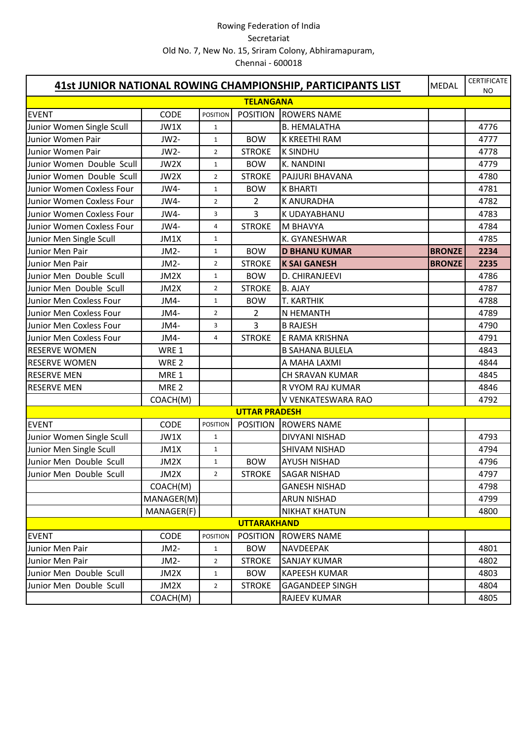Rowing Federation of India
Secretariat
Old No. 7, New No. 15, Sriram Colony, Abhiramapuram,
Chennai - 600018

| 41st JUNIOR NATIONAL ROWING CHAMPIONSHIP, PARTICIPANTS LIST | | | | | MEDAL | CERTIFICATE NO |
|---|---|---|---|---|---|---|
| **TELANGANA** | | | | | | |
| EVENT | CODE | POSITION | POSITION | ROWERS NAME | | |
| Junior Women Single Scull | JW1X | 1 | | B. HEMALATHA | | 4776 |
| Junior Women Pair | JW2- | 1 | BOW | K KREETHI RAM | | 4777 |
| Junior Women Pair | JW2- | 2 | STROKE | K SINDHU | | 4778 |
| Junior Women Double Scull | JW2X | 1 | BOW | K. NANDINI | | 4779 |
| Junior Women Double Scull | JW2X | 2 | STROKE | PAJJURI BHAVANA | | 4780 |
| Junior Women Coxless Four | JW4- | 1 | BOW | K BHARTI | | 4781 |
| Junior Women Coxless Four | JW4- | 2 | 2 | K ANURADHA | | 4782 |
| Junior Women Coxless Four | JW4- | 3 | 3 | K UDAYABHANU | | 4783 |
| Junior Women Coxless Four | JW4- | 4 | STROKE | M BHAVYA | | 4784 |
| Junior Men Single Scull | JM1X | 1 | | K. GYANESHWAR | | 4785 |
| Junior Men Pair | JM2- | 1 | BOW | **D BHANU KUMAR** | **BRONZE** | **2234** |
| Junior Men Pair | JM2- | 2 | STROKE | **K SAI GANESH** | **BRONZE** | **2235** |
| Junior Men Double Scull | JM2X | 1 | BOW | D. CHIRANJEEVI | | 4786 |
| Junior Men Double Scull | JM2X | 2 | STROKE | B. AJAY | | 4787 |
| Junior Men Coxless Four | JM4- | 1 | BOW | T. KARTHIK | | 4788 |
| Junior Men Coxless Four | JM4- | 2 | 2 | N HEMANTH | | 4789 |
| Junior Men Coxless Four | JM4- | 3 | 3 | B RAJESH | | 4790 |
| Junior Men Coxless Four | JM4- | 4 | STROKE | E RAMA KRISHNA | | 4791 |
| RESERVE WOMEN | WRE 1 | | | B SAHANA BULELA | | 4843 |
| RESERVE WOMEN | WRE 2 | | | A MAHA LAXMI | | 4844 |
| RESERVE MEN | MRE 1 | | | CH SRAVAN KUMAR | | 4845 |
| RESERVE MEN | MRE 2 | | | R VYOM RAJ KUMAR | | 4846 |
| | COACH(M) | | | V VENKATESWARA RAO | | 4792 |
| **UTTAR PRADESH** | | | | | | |
| EVENT | CODE | POSITION | POSITION | ROWERS NAME | | |
| Junior Women Single Scull | JW1X | 1 | | DIVYANI NISHAD | | 4793 |
| Junior Men Single Scull | JM1X | 1 | | SHIVAM NISHAD | | 4794 |
| Junior Men Double Scull | JM2X | 1 | BOW | AYUSH NISHAD | | 4796 |
| Junior Men Double Scull | JM2X | 2 | STROKE | SAGAR NISHAD | | 4797 |
| | COACH(M) | | | GANESH NISHAD | | 4798 |
| | MANAGER(M) | | | ARUN NISHAD | | 4799 |
| | MANAGER(F) | | | NIKHAT KHATUN | | 4800 |
| **UTTARAKHAND** | | | | | | |
| EVENT | CODE | POSITION | POSITION | ROWERS NAME | | |
| Junior Men Pair | JM2- | 1 | BOW | NAVDEEPAK | | 4801 |
| Junior Men Pair | JM2- | 2 | STROKE | SANJAY KUMAR | | 4802 |
| Junior Men Double Scull | JM2X | 1 | BOW | KAPEESH KUMAR | | 4803 |
| Junior Men Double Scull | JM2X | 2 | STROKE | GAGANDEEP SINGH | | 4804 |
| | COACH(M) | | | RAJEEV KUMAR | | 4805 |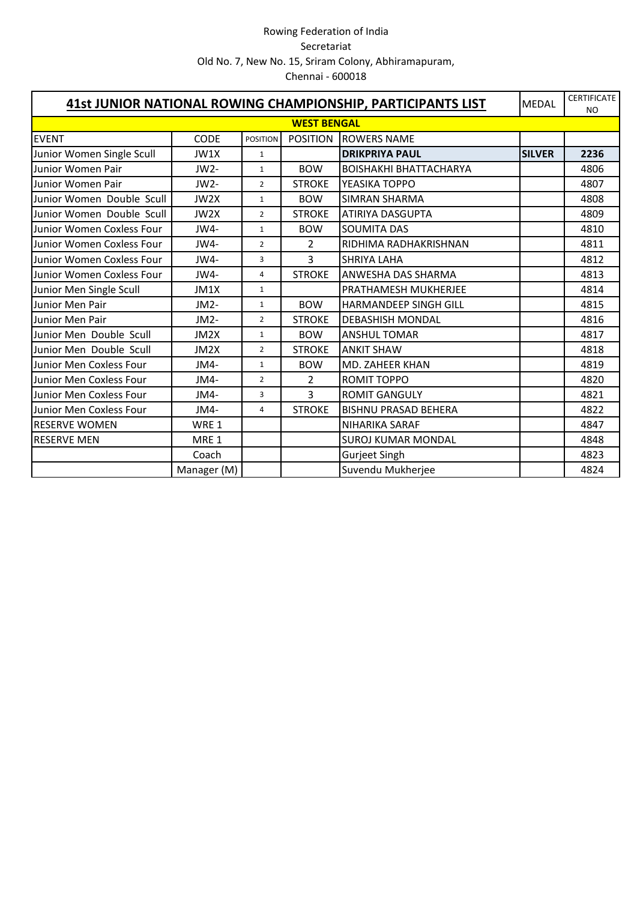Rowing Federation of India
Secretariat
Old No. 7, New No. 15, Sriram Colony, Abhiramapuram,
Chennai - 600018

| 41st JUNIOR NATIONAL ROWING CHAMPIONSHIP, PARTICIPANTS LIST | | | | | MEDAL | CERTIFICATE NO |
|---|---|---|---|---|---|---|
| **WEST BENGAL** | | | | | | |
| EVENT | CODE | POSITION | POSITION | ROWERS NAME | | |
| Junior Women Single Scull | JW1X | 1 | | **DRIKPRIYA PAUL** | **SILVER** | **2236** |
| Junior Women Pair | JW2- | 1 | BOW | BOISHAKHI BHATTACHARYA | | 4806 |
| Junior Women Pair | JW2- | 2 | STROKE | YEASIKA TOPPO | | 4807 |
| Junior Women Double Scull | JW2X | 1 | BOW | SIMRAN SHARMA | | 4808 |
| Junior Women Double Scull | JW2X | 2 | STROKE | ATIRIYA DASGUPTA | | 4809 |
| Junior Women Coxless Four | JW4- | 1 | BOW | SOUMITA DAS | | 4810 |
| Junior Women Coxless Four | JW4- | 2 | 2 | RIDHIMA RADHAKRISHNAN | | 4811 |
| Junior Women Coxless Four | JW4- | 3 | 3 | SHRIYA LAHA | | 4812 |
| Junior Women Coxless Four | JW4- | 4 | STROKE | ANWESHA DAS SHARMA | | 4813 |
| Junior Men Single Scull | JM1X | 1 | | PRATHAMESH MUKHERJEE | | 4814 |
| Junior Men Pair | JM2- | 1 | BOW | HARMANDEEP SINGH GILL | | 4815 |
| Junior Men Pair | JM2- | 2 | STROKE | DEBASHISH MONDAL | | 4816 |
| Junior Men Double Scull | JM2X | 1 | BOW | ANSHUL TOMAR | | 4817 |
| Junior Men Double Scull | JM2X | 2 | STROKE | ANKIT SHAW | | 4818 |
| Junior Men Coxless Four | JM4- | 1 | BOW | MD. ZAHEER KHAN | | 4819 |
| Junior Men Coxless Four | JM4- | 2 | 2 | ROMIT TOPPO | | 4820 |
| Junior Men Coxless Four | JM4- | 3 | 3 | ROMIT GANGULY | | 4821 |
| Junior Men Coxless Four | JM4- | 4 | STROKE | BISHNU PRASAD BEHERA | | 4822 |
| RESERVE WOMEN | WRE 1 | | | NIHARIKA SARAF | | 4847 |
| RESERVE MEN | MRE 1 | | | SUROJ KUMAR MONDAL | | 4848 |
| | Coach | | | Gurjeet Singh | | 4823 |
| | Manager (M) | | | Suvendu Mukherjee | | 4824 |